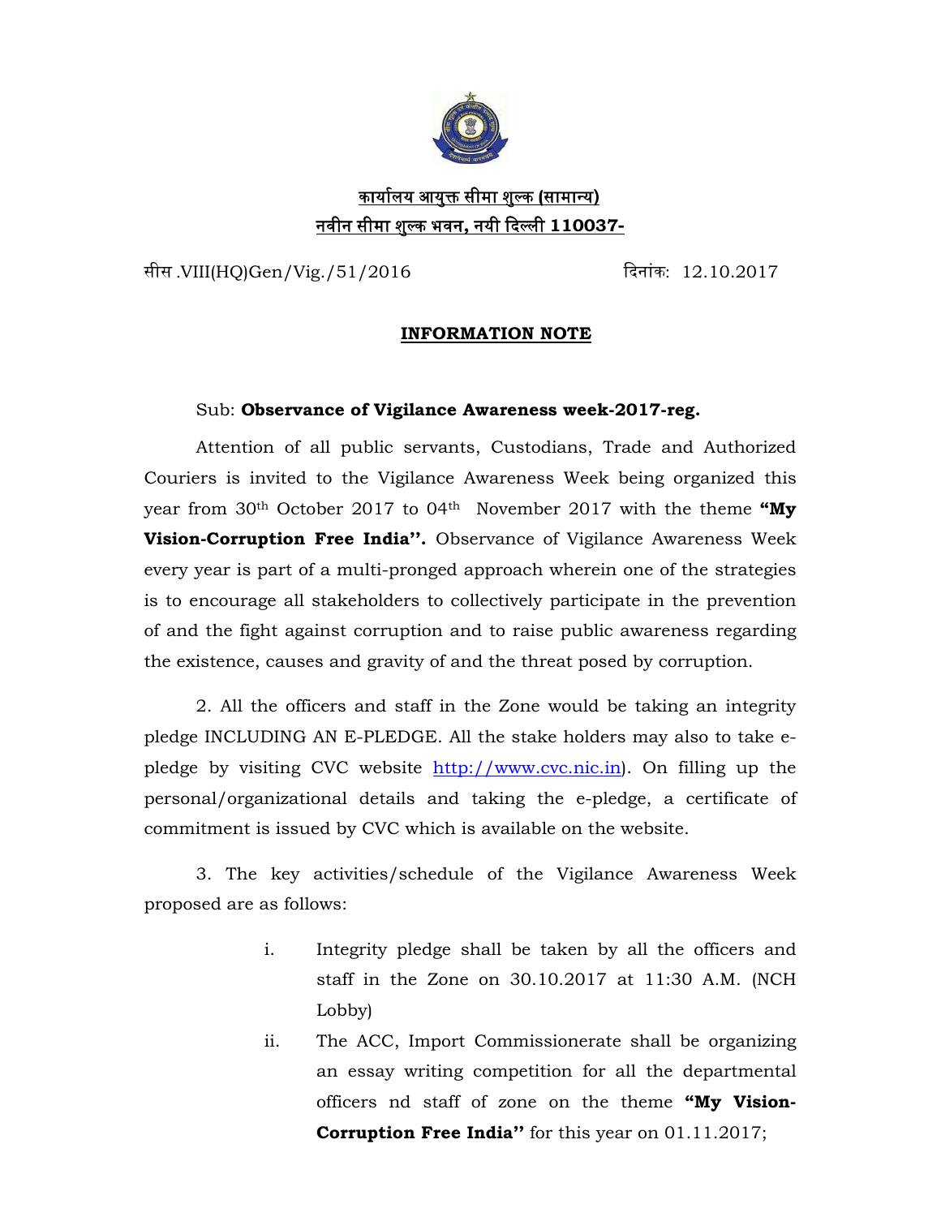**<u>कार्यालय आयुक्त सीमा शुल्क (सामान्य)</u>**
**<u>नवीन सीमा शुल्क भवन, नयी दिल्ली 110037-</u>**

सीस.VIII(HQ)Gen/Vig./51/2016 दिनांक: 12.10.2017

## <u>INFORMATION NOTE</u>

Sub: **Observance of Vigilance Awareness week-2017-reg.**

Attention of all public servants, Custodians, Trade and Authorized Couriers is invited to the Vigilance Awareness Week being organized this year from 30th October 2017 to 04th November 2017 with the theme **"My Vision-Corruption Free India''.** Observance of Vigilance Awareness Week every year is part of a multi-pronged approach wherein one of the strategies is to encourage all stakeholders to collectively participate in the prevention of and the fight against corruption and to raise public awareness regarding the existence, causes and gravity of and the threat posed by corruption.

2. All the officers and staff in the Zone would be taking an integrity pledge INCLUDING AN E-PLEDGE. All the stake holders may also to take e-pledge by visiting CVC website http://www.cvc.nic.in). On filling up the personal/organizational details and taking the e-pledge, a certificate of commitment is issued by CVC which is available on the website.

3. The key activities/schedule of the Vigilance Awareness Week proposed are as follows:

i. Integrity pledge shall be taken by all the officers and staff in the Zone on 30.10.2017 at 11:30 A.M. (NCH Lobby)

ii. The ACC, Import Commissionerate shall be organizing an essay writing competition for all the departmental officers nd staff of zone on the theme **"My Vision-Corruption Free India''** for this year on 01.11.2017;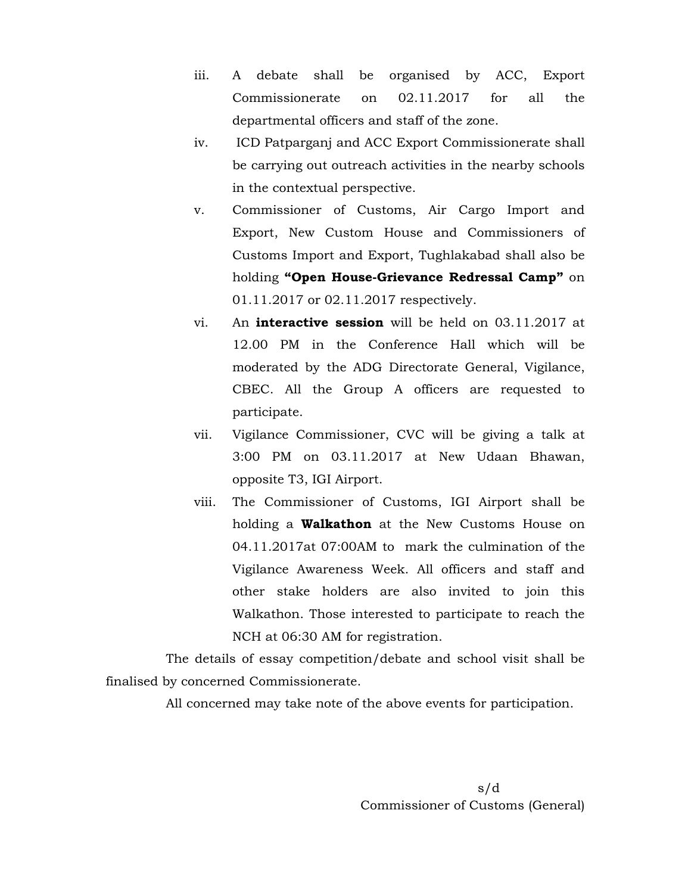iii. A debate shall be organised by ACC, Export Commissionerate on 02.11.2017 for all the departmental officers and staff of the zone.

iv. ICD Patparganj and ACC Export Commissionerate shall be carrying out outreach activities in the nearby schools in the contextual perspective.

v. Commissioner of Customs, Air Cargo Import and Export, New Custom House and Commissioners of Customs Import and Export, Tughlakabad shall also be holding **"Open House-Grievance Redressal Camp"** on 01.11.2017 or 02.11.2017 respectively.

vi. An **interactive session** will be held on 03.11.2017 at 12.00 PM in the Conference Hall which will be moderated by the ADG Directorate General, Vigilance, CBEC. All the Group A officers are requested to participate.

vii. Vigilance Commissioner, CVC will be giving a talk at 3:00 PM on 03.11.2017 at New Udaan Bhawan, opposite T3, IGI Airport.

viii. The Commissioner of Customs, IGI Airport shall be holding a **Walkathon** at the New Customs House on 04.11.2017at 07:00AM to mark the culmination of the Vigilance Awareness Week. All officers and staff and other stake holders are also invited to join this Walkathon. Those interested to participate to reach the NCH at 06:30 AM for registration.

The details of essay competition/debate and school visit shall be finalised by concerned Commissionerate.

All concerned may take note of the above events for participation.

s/d
Commissioner of Customs (General)